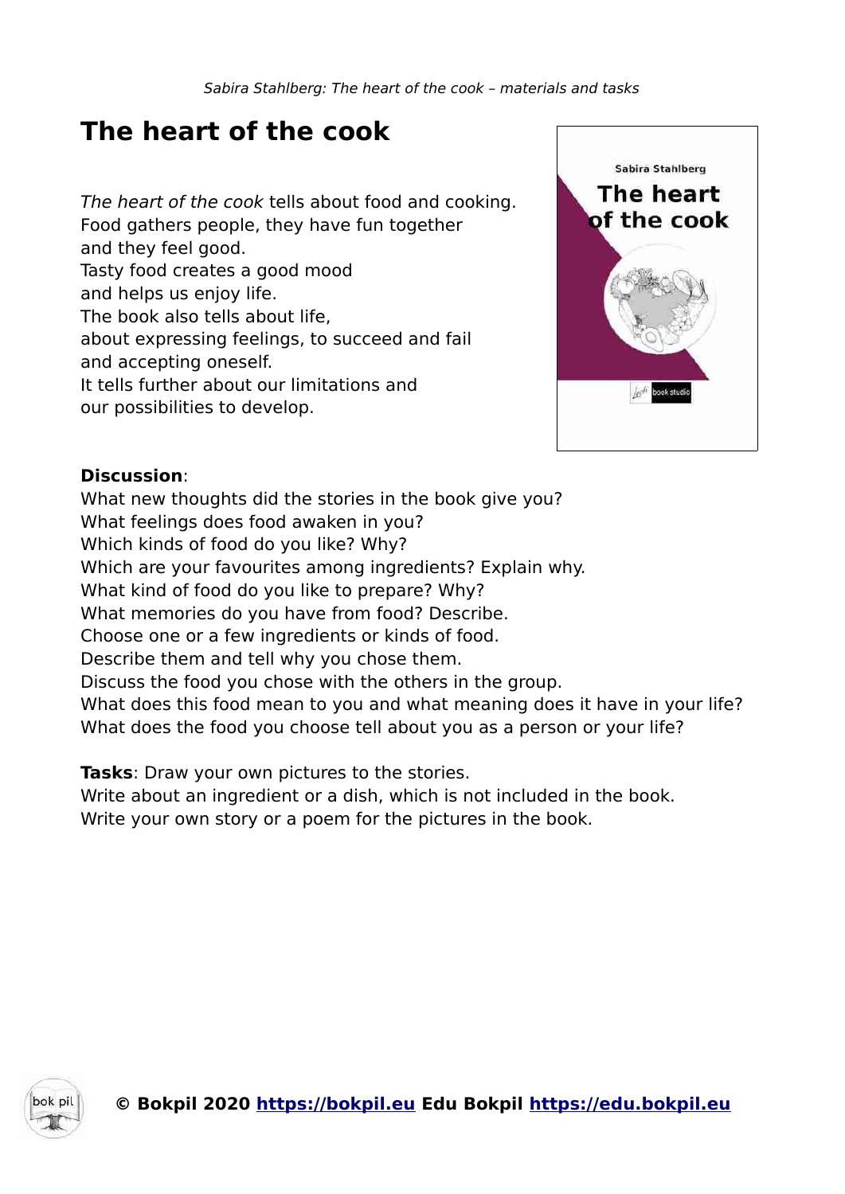# The heart of the cook

*The heart of the cook* tells about food and cooking.
Food gathers people, they have fun together
and they feel good.
Tasty food creates a good mood
and helps us enjoy life.
The book also tells about life,
about expressing feelings, to succeed and fail
and accepting oneself.
It tells further about our limitations and
our possibilities to develop.

**Discussion**:
What new thoughts did the stories in the book give you?
What feelings does food awaken in you?
Which kinds of food do you like? Why?
Which are your favourites among ingredients? Explain why.
What kind of food do you like to prepare? Why?
What memories do you have from food? Describe.
Choose one or a few ingredients or kinds of food.
Describe them and tell why you chose them.
Discuss the food you chose with the others in the group.
What does this food mean to you and what meaning does it have in your life?
What does the food you choose tell about you as a person or your life?

**Tasks**: Draw your own pictures to the stories.
Write about an ingredient or a dish, which is not included in the book.
Write your own story or a poem for the pictures in the book.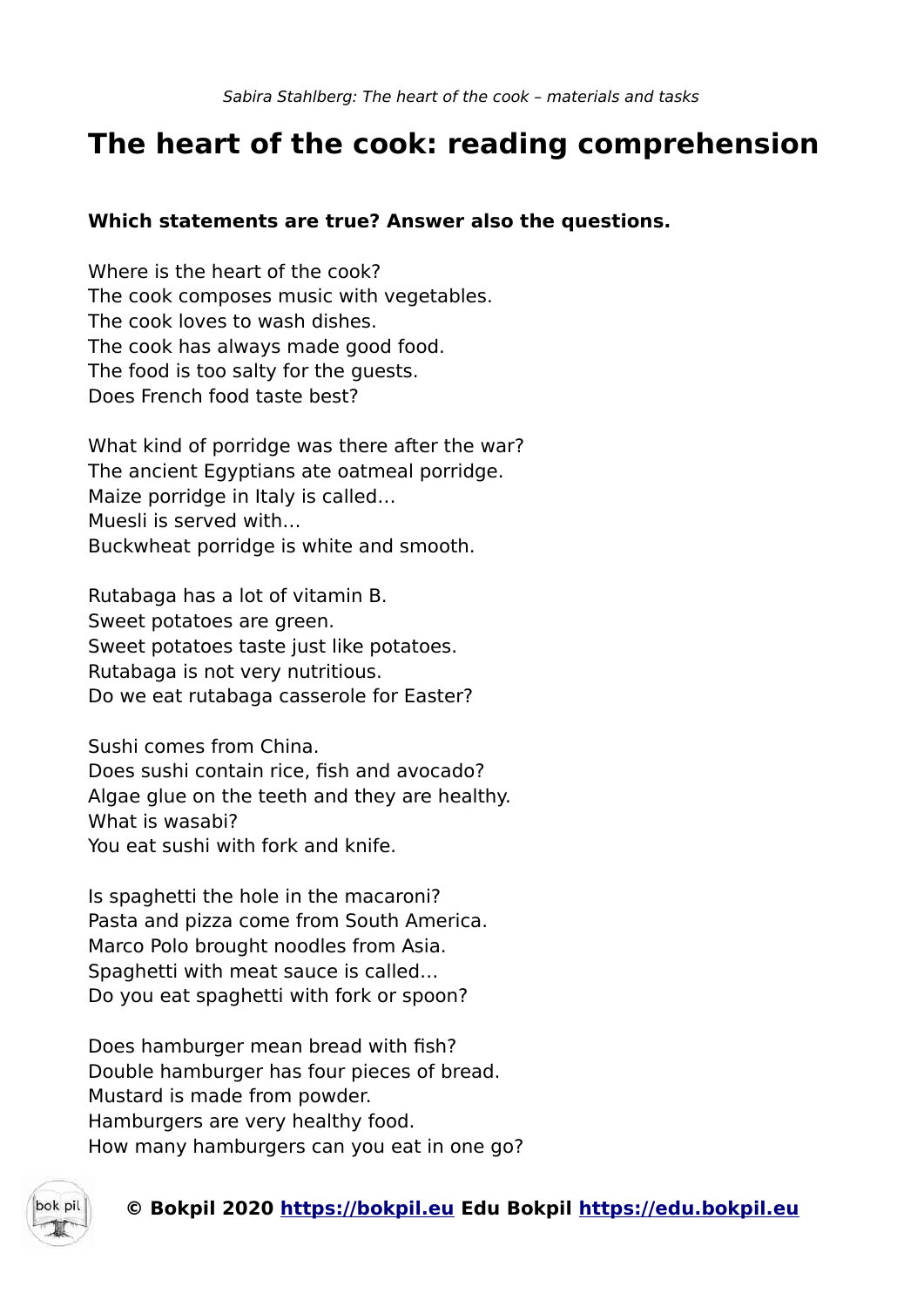# The heart of the cook: reading comprehension

**Which statements are true? Answer also the questions.**

Where is the heart of the cook?
The cook composes music with vegetables.
The cook loves to wash dishes.
The cook has always made good food.
The food is too salty for the guests.
Does French food taste best?

What kind of porridge was there after the war?
The ancient Egyptians ate oatmeal porridge.
Maize porridge in Italy is called…
Muesli is served with…
Buckwheat porridge is white and smooth.

Rutabaga has a lot of vitamin B.
Sweet potatoes are green.
Sweet potatoes taste just like potatoes.
Rutabaga is not very nutritious.
Do we eat rutabaga casserole for Easter?

Sushi comes from China.
Does sushi contain rice, fish and avocado?
Algae glue on the teeth and they are healthy.
What is wasabi?
You eat sushi with fork and knife.

Is spaghetti the hole in the macaroni?
Pasta and pizza come from South America.
Marco Polo brought noodles from Asia.
Spaghetti with meat sauce is called…
Do you eat spaghetti with fork or spoon?

Does hamburger mean bread with fish?
Double hamburger has four pieces of bread.
Mustard is made from powder.
Hamburgers are very healthy food.
How many hamburgers can you eat in one go?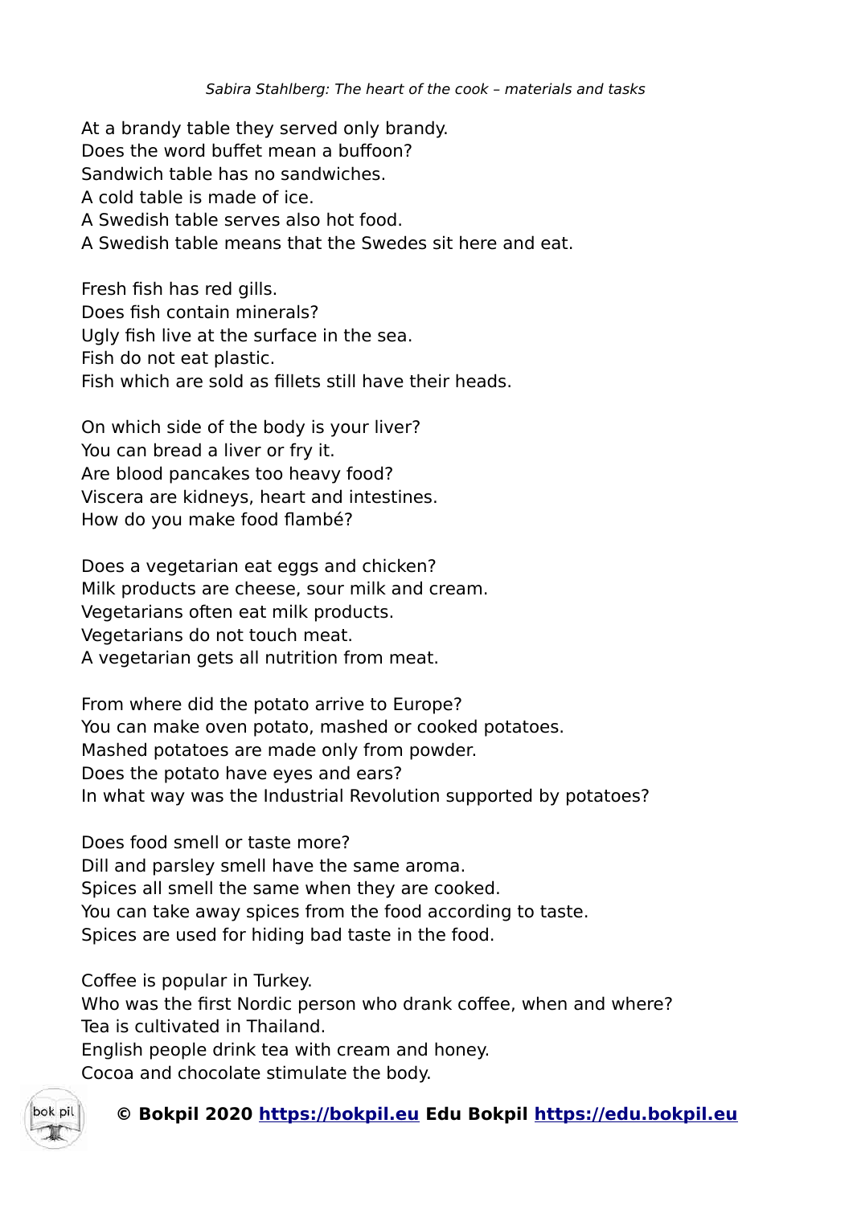At a brandy table they served only brandy.
Does the word buffet mean a buffoon?
Sandwich table has no sandwiches.
A cold table is made of ice.
A Swedish table serves also hot food.
A Swedish table means that the Swedes sit here and eat.

Fresh fish has red gills.
Does fish contain minerals?
Ugly fish live at the surface in the sea.
Fish do not eat plastic.
Fish which are sold as fillets still have their heads.

On which side of the body is your liver?
You can bread a liver or fry it.
Are blood pancakes too heavy food?
Viscera are kidneys, heart and intestines.
How do you make food flambé?

Does a vegetarian eat eggs and chicken?
Milk products are cheese, sour milk and cream.
Vegetarians often eat milk products.
Vegetarians do not touch meat.
A vegetarian gets all nutrition from meat.

From where did the potato arrive to Europe?
You can make oven potato, mashed or cooked potatoes.
Mashed potatoes are made only from powder.
Does the potato have eyes and ears?
In what way was the Industrial Revolution supported by potatoes?

Does food smell or taste more?
Dill and parsley smell have the same aroma.
Spices all smell the same when they are cooked.
You can take away spices from the food according to taste.
Spices are used for hiding bad taste in the food.

Coffee is popular in Turkey.
Who was the first Nordic person who drank coffee, when and where?
Tea is cultivated in Thailand.
English people drink tea with cream and honey.
Cocoa and chocolate stimulate the body.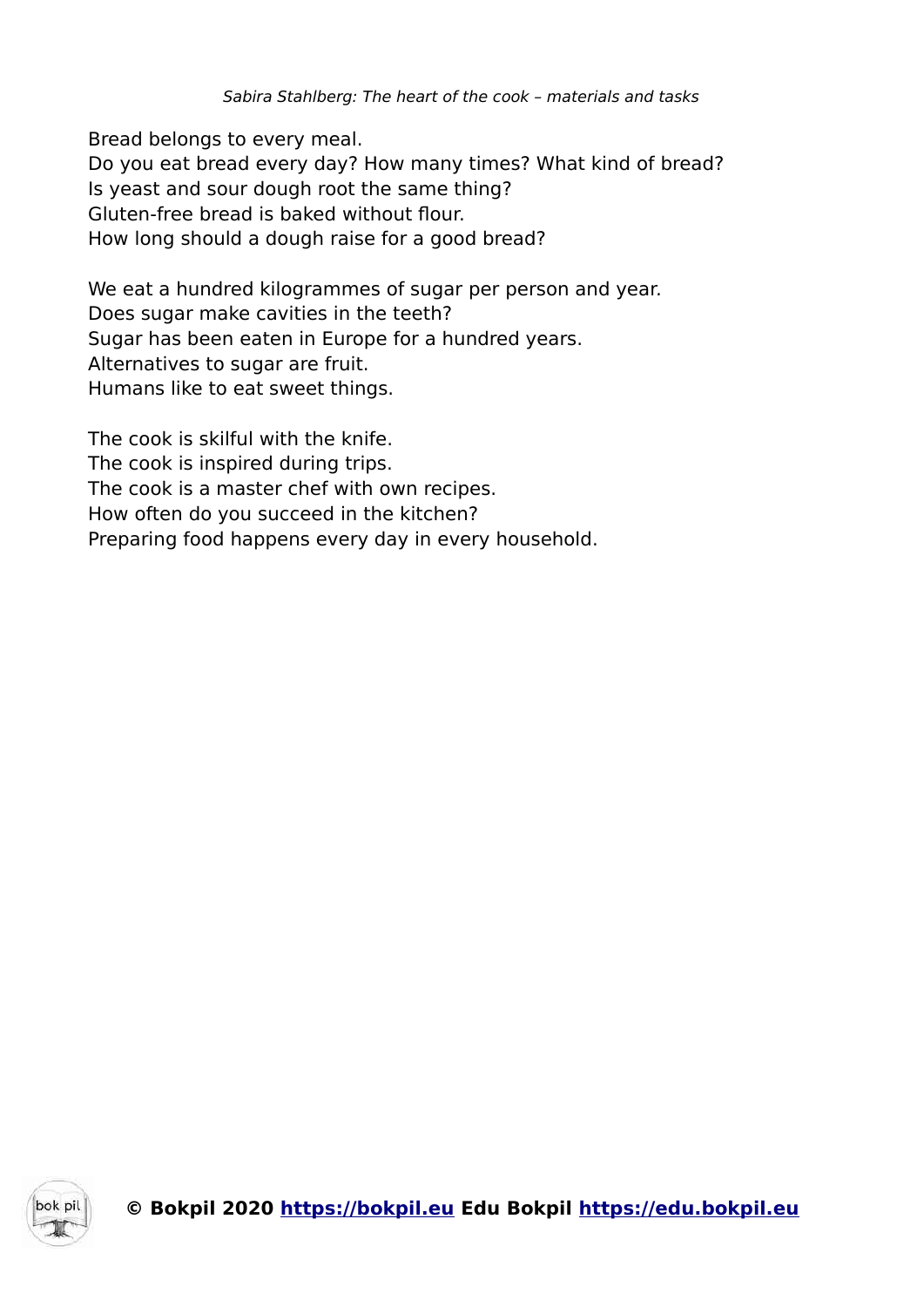Bread belongs to every meal.
Do you eat bread every day? How many times? What kind of bread?
Is yeast and sour dough root the same thing?
Gluten-free bread is baked without flour.
How long should a dough raise for a good bread?

We eat a hundred kilogrammes of sugar per person and year.
Does sugar make cavities in the teeth?
Sugar has been eaten in Europe for a hundred years.
Alternatives to sugar are fruit.
Humans like to eat sweet things.

The cook is skilful with the knife.
The cook is inspired during trips.
The cook is a master chef with own recipes.
How often do you succeed in the kitchen?
Preparing food happens every day in every household.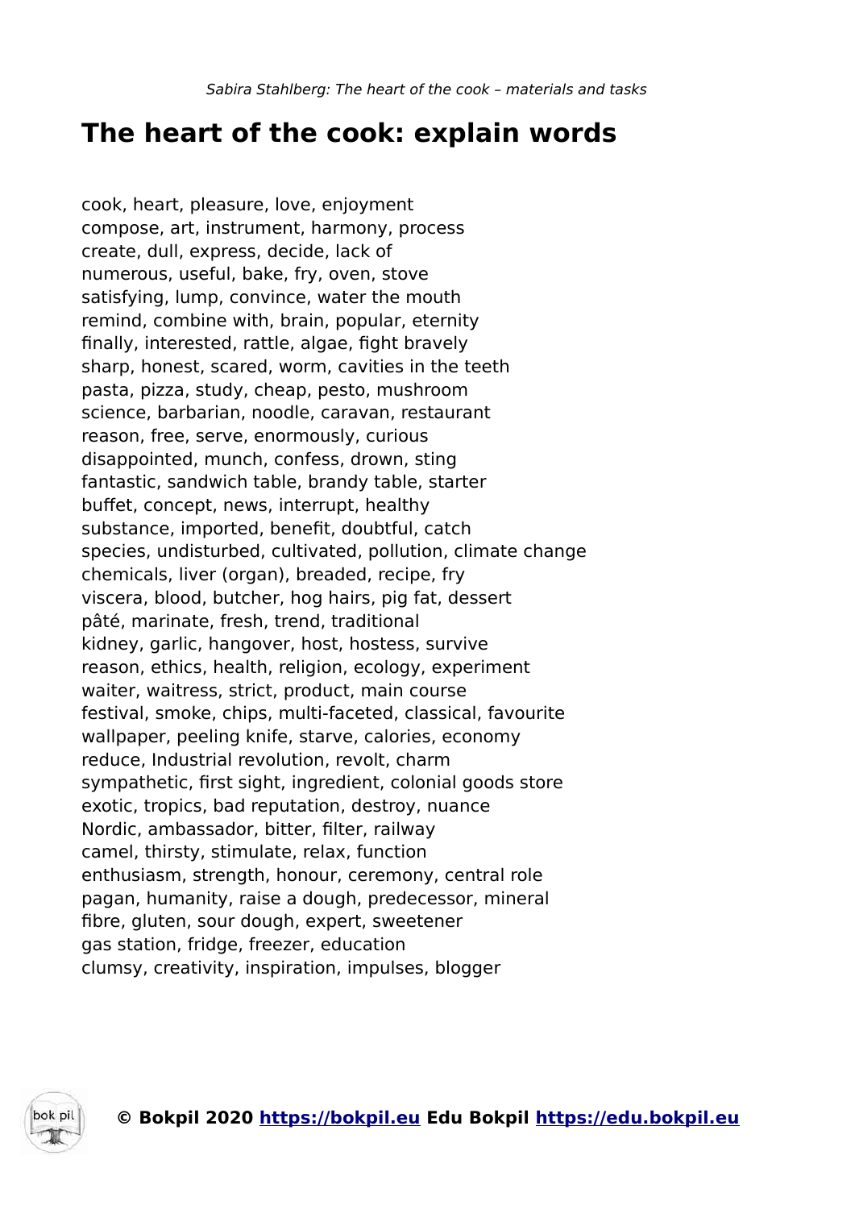# The heart of the cook: explain words

cook, heart, pleasure, love, enjoyment
compose, art, instrument, harmony, process
create, dull, express, decide, lack of
numerous, useful, bake, fry, oven, stove
satisfying, lump, convince, water the mouth
remind, combine with, brain, popular, eternity
finally, interested, rattle, algae, fight bravely
sharp, honest, scared, worm, cavities in the teeth
pasta, pizza, study, cheap, pesto, mushroom
science, barbarian, noodle, caravan, restaurant
reason, free, serve, enormously, curious
disappointed, munch, confess, drown, sting
fantastic, sandwich table, brandy table, starter
buffet, concept, news, interrupt, healthy
substance, imported, benefit, doubtful, catch
species, undisturbed, cultivated, pollution, climate change
chemicals, liver (organ), breaded, recipe, fry
viscera, blood, butcher, hog hairs, pig fat, dessert
pâté, marinate, fresh, trend, traditional
kidney, garlic, hangover, host, hostess, survive
reason, ethics, health, religion, ecology, experiment
waiter, waitress, strict, product, main course
festival, smoke, chips, multi-faceted, classical, favourite
wallpaper, peeling knife, starve, calories, economy
reduce, Industrial revolution, revolt, charm
sympathetic, first sight, ingredient, colonial goods store
exotic, tropics, bad reputation, destroy, nuance
Nordic, ambassador, bitter, filter, railway
camel, thirsty, stimulate, relax, function
enthusiasm, strength, honour, ceremony, central role
pagan, humanity, raise a dough, predecessor, mineral
fibre, gluten, sour dough, expert, sweetener
gas station, fridge, freezer, education
clumsy, creativity, inspiration, impulses, blogger